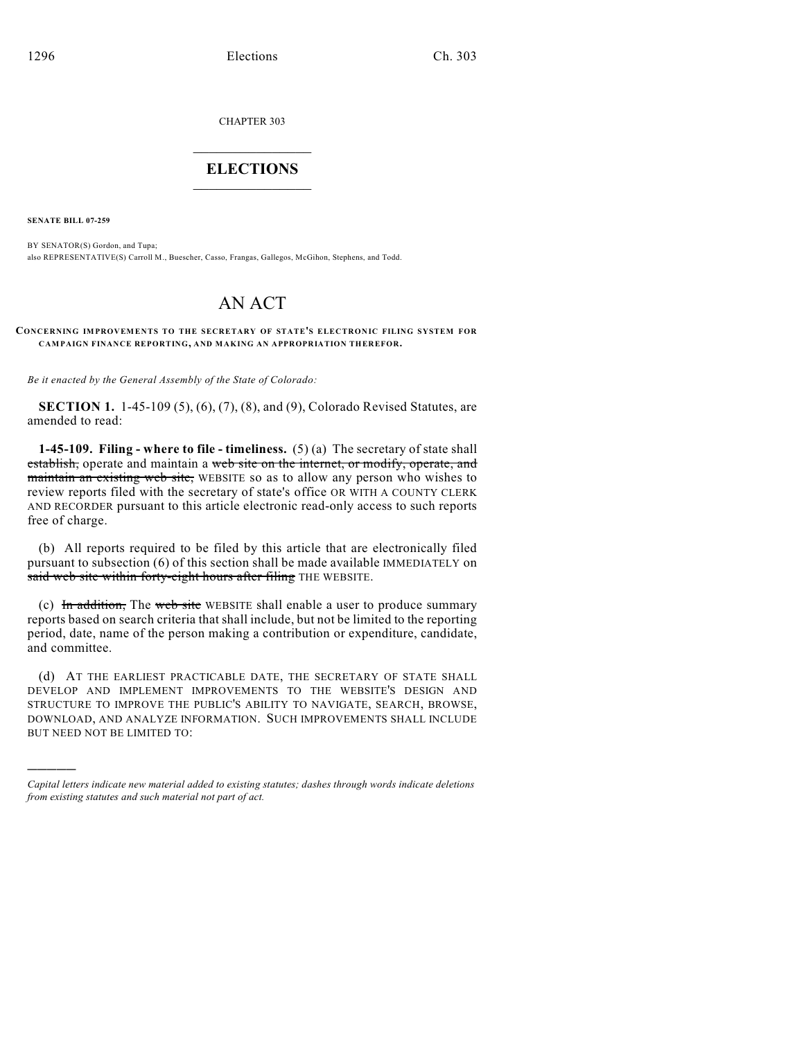CHAPTER 303

# ELECTIONS

**SENATE BILL 07-259**

BY SENATOR(S) Gordon, and Tupa;
also REPRESENTATIVE(S) Carroll M., Buescher, Casso, Frangas, Gallegos, McGihon, Stephens, and Todd.

# AN ACT

**CONCERNING IMPROVEMENTS TO THE SECRETARY OF STATE'S ELECTRONIC FILING SYSTEM FOR CAMPAIGN FINANCE REPORTING, AND MAKING AN APPROPRIATION THEREFOR.**

*Be it enacted by the General Assembly of the State of Colorado:*

**SECTION 1.** 1-45-109 (5), (6), (7), (8), and (9), Colorado Revised Statutes, are amended to read:

**1-45-109. Filing - where to file - timeliness.** (5) (a) The secretary of state shall ~~establish,~~ operate and maintain a ~~web site on the internet, or modify, operate, and maintain an existing web site,~~ WEBSITE so as to allow any person who wishes to review reports filed with the secretary of state's office OR WITH A COUNTY CLERK AND RECORDER pursuant to this article electronic read-only access to such reports free of charge.

(b) All reports required to be filed by this article that are electronically filed pursuant to subsection (6) of this section shall be made available IMMEDIATELY on ~~said web site within forty-eight hours after filing~~ THE WEBSITE.

(c) ~~In addition,~~ The ~~web site~~ WEBSITE shall enable a user to produce summary reports based on search criteria that shall include, but not be limited to the reporting period, date, name of the person making a contribution or expenditure, candidate, and committee.

(d) AT THE EARLIEST PRACTICABLE DATE, THE SECRETARY OF STATE SHALL DEVELOP AND IMPLEMENT IMPROVEMENTS TO THE WEBSITE'S DESIGN AND STRUCTURE TO IMPROVE THE PUBLIC'S ABILITY TO NAVIGATE, SEARCH, BROWSE, DOWNLOAD, AND ANALYZE INFORMATION. SUCH IMPROVEMENTS SHALL INCLUDE BUT NEED NOT BE LIMITED TO:

---

*Capital letters indicate new material added to existing statutes; dashes through words indicate deletions from existing statutes and such material not part of act.*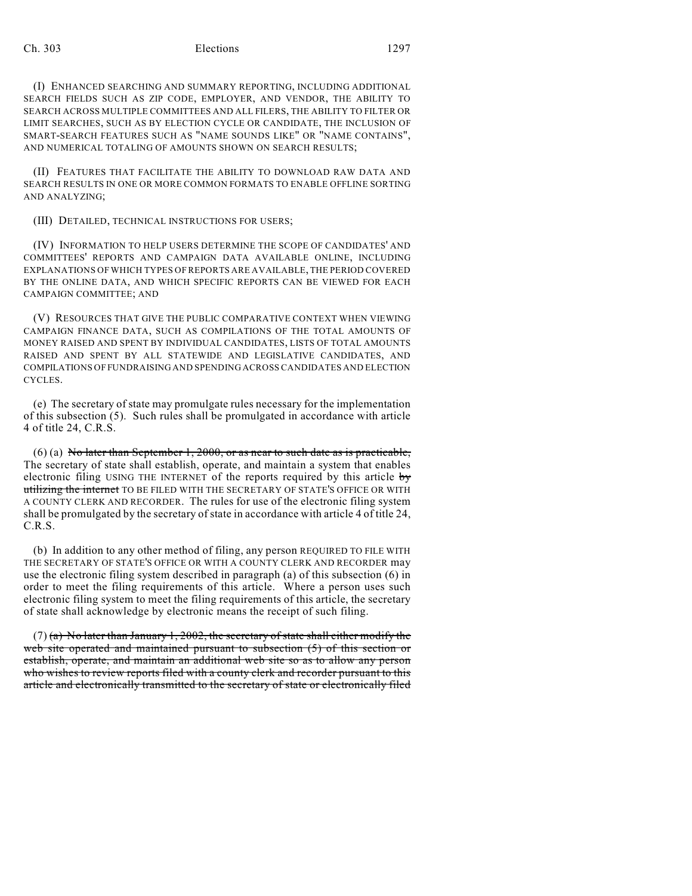(I) ENHANCED SEARCHING AND SUMMARY REPORTING, INCLUDING ADDITIONAL SEARCH FIELDS SUCH AS ZIP CODE, EMPLOYER, AND VENDOR, THE ABILITY TO SEARCH ACROSS MULTIPLE COMMITTEES AND ALL FILERS, THE ABILITY TO FILTER OR LIMIT SEARCHES, SUCH AS BY ELECTION CYCLE OR CANDIDATE, THE INCLUSION OF SMART-SEARCH FEATURES SUCH AS "NAME SOUNDS LIKE" OR "NAME CONTAINS", AND NUMERICAL TOTALING OF AMOUNTS SHOWN ON SEARCH RESULTS;

(II) FEATURES THAT FACILITATE THE ABILITY TO DOWNLOAD RAW DATA AND SEARCH RESULTS IN ONE OR MORE COMMON FORMATS TO ENABLE OFFLINE SORTING AND ANALYZING;

(III) DETAILED, TECHNICAL INSTRUCTIONS FOR USERS;

(IV) INFORMATION TO HELP USERS DETERMINE THE SCOPE OF CANDIDATES' AND COMMITTEES' REPORTS AND CAMPAIGN DATA AVAILABLE ONLINE, INCLUDING EXPLANATIONS OF WHICH TYPES OF REPORTS ARE AVAILABLE, THE PERIOD COVERED BY THE ONLINE DATA, AND WHICH SPECIFIC REPORTS CAN BE VIEWED FOR EACH CAMPAIGN COMMITTEE; AND

(V) RESOURCES THAT GIVE THE PUBLIC COMPARATIVE CONTEXT WHEN VIEWING CAMPAIGN FINANCE DATA, SUCH AS COMPILATIONS OF THE TOTAL AMOUNTS OF MONEY RAISED AND SPENT BY INDIVIDUAL CANDIDATES, LISTS OF TOTAL AMOUNTS RAISED AND SPENT BY ALL STATEWIDE AND LEGISLATIVE CANDIDATES, AND COMPILATIONS OF FUNDRAISING AND SPENDING ACROSS CANDIDATES AND ELECTION CYCLES.

(e) The secretary of state may promulgate rules necessary for the implementation of this subsection (5). Such rules shall be promulgated in accordance with article 4 of title 24, C.R.S.

(6) (a) ~~No later than September 1, 2000, or as near to such date as is practicable,~~ The secretary of state shall establish, operate, and maintain a system that enables electronic filing USING THE INTERNET of the reports required by this article ~~by utilizing the internet~~ TO BE FILED WITH THE SECRETARY OF STATE'S OFFICE OR WITH A COUNTY CLERK AND RECORDER. The rules for use of the electronic filing system shall be promulgated by the secretary of state in accordance with article 4 of title 24, C.R.S.

(b) In addition to any other method of filing, any person REQUIRED TO FILE WITH THE SECRETARY OF STATE'S OFFICE OR WITH A COUNTY CLERK AND RECORDER may use the electronic filing system described in paragraph (a) of this subsection (6) in order to meet the filing requirements of this article. Where a person uses such electronic filing system to meet the filing requirements of this article, the secretary of state shall acknowledge by electronic means the receipt of such filing.

(7) ~~(a) No later than January 1, 2002, the secretary of state shall either modify the web site operated and maintained pursuant to subsection (5) of this section or establish, operate, and maintain an additional web site so as to allow any person who wishes to review reports filed with a county clerk and recorder pursuant to this article and electronically transmitted to the secretary of state or electronically filed~~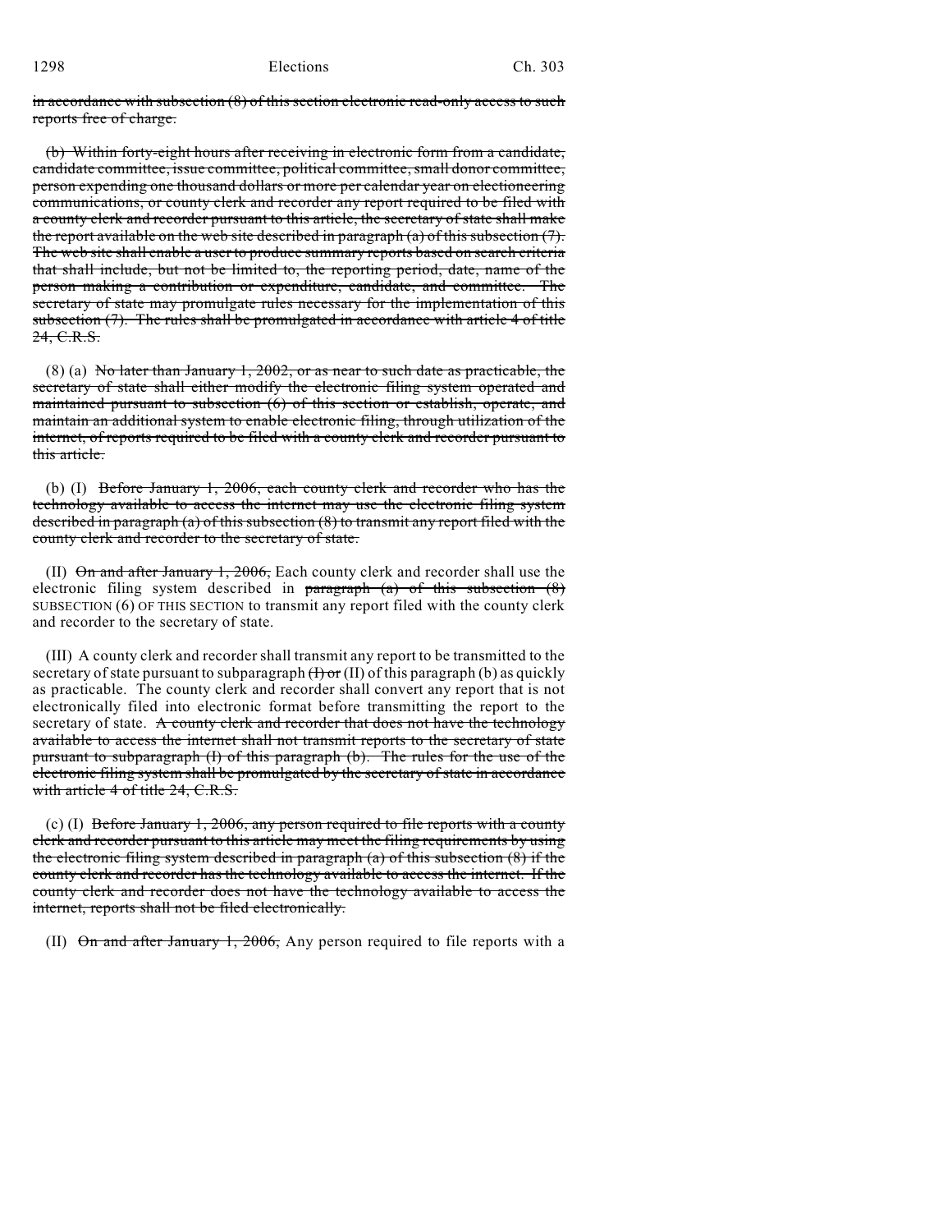in accordance with subsection (8) of this section electronic read-only access to such reports free of charge.

(b) Within forty-eight hours after receiving in electronic form from a candidate, candidate committee, issue committee, political committee, small donor committee, person expending one thousand dollars or more per calendar year on electioneering communications, or county clerk and recorder any report required to be filed with a county clerk and recorder pursuant to this article, the secretary of state shall make the report available on the web site described in paragraph (a) of this subsection (7). The web site shall enable a user to produce summary reports based on search criteria that shall include, but not be limited to, the reporting period, date, name of the person making a contribution or expenditure, candidate, and committee. The secretary of state may promulgate rules necessary for the implementation of this subsection (7). The rules shall be promulgated in accordance with article 4 of title 24, C.R.S.

(8) (a) No later than January 1, 2002, or as near to such date as practicable, the secretary of state shall either modify the electronic filing system operated and maintained pursuant to subsection (6) of this section or establish, operate, and maintain an additional system to enable electronic filing, through utilization of the internet, of reports required to be filed with a county clerk and recorder pursuant to this article.

(b) (I) Before January 1, 2006, each county clerk and recorder who has the technology available to access the internet may use the electronic filing system described in paragraph (a) of this subsection (8) to transmit any report filed with the county clerk and recorder to the secretary of state.

(II) On and after January 1, 2006, Each county clerk and recorder shall use the electronic filing system described in paragraph (a) of this subsection (8) SUBSECTION (6) OF THIS SECTION to transmit any report filed with the county clerk and recorder to the secretary of state.

(III) A county clerk and recorder shall transmit any report to be transmitted to the secretary of state pursuant to subparagraph (I) or (II) of this paragraph (b) as quickly as practicable. The county clerk and recorder shall convert any report that is not electronically filed into electronic format before transmitting the report to the secretary of state. A county clerk and recorder that does not have the technology available to access the internet shall not transmit reports to the secretary of state pursuant to subparagraph (I) of this paragraph (b). The rules for the use of the electronic filing system shall be promulgated by the secretary of state in accordance with article 4 of title 24, C.R.S.

(c) (I) Before January 1, 2006, any person required to file reports with a county clerk and recorder pursuant to this article may meet the filing requirements by using the electronic filing system described in paragraph (a) of this subsection (8) if the county clerk and recorder has the technology available to access the internet. If the county clerk and recorder does not have the technology available to access the internet, reports shall not be filed electronically.

(II) On and after January 1, 2006, Any person required to file reports with a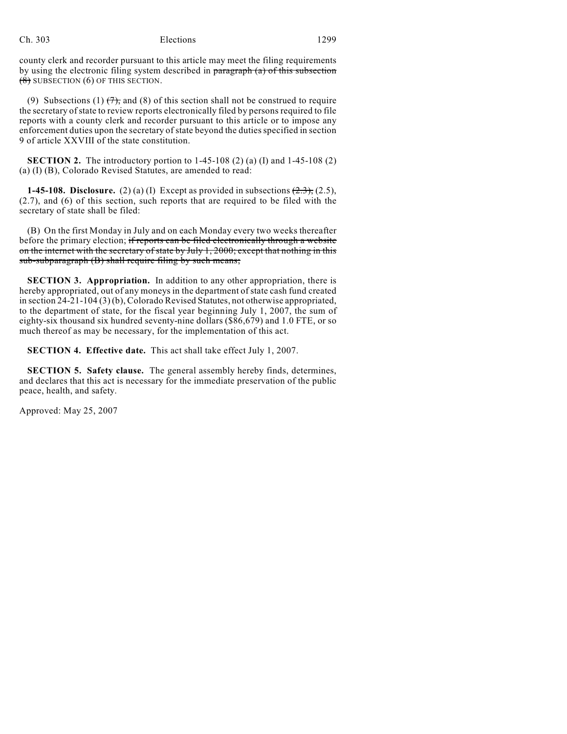county clerk and recorder pursuant to this article may meet the filing requirements by using the electronic filing system described in ~~paragraph (a) of this subsection (8)~~ SUBSECTION (6) OF THIS SECTION.

(9) Subsections (1) ~~(7),~~ and (8) of this section shall not be construed to require the secretary of state to review reports electronically filed by persons required to file reports with a county clerk and recorder pursuant to this article or to impose any enforcement duties upon the secretary of state beyond the duties specified in section 9 of article XXVIII of the state constitution.

**SECTION 2.** The introductory portion to 1-45-108 (2) (a) (I) and 1-45-108 (2) (a) (I) (B), Colorado Revised Statutes, are amended to read:

**1-45-108. Disclosure.** (2) (a) (I) Except as provided in subsections ~~(2.3),~~ (2.5), (2.7), and (6) of this section, such reports that are required to be filed with the secretary of state shall be filed:

(B) On the first Monday in July and on each Monday every two weeks thereafter before the primary election; ~~if reports can be filed electronically through a website on the internet with the secretary of state by July 1, 2000; except that nothing in this sub-subparagraph (B) shall require filing by such means;~~

**SECTION 3. Appropriation.** In addition to any other appropriation, there is hereby appropriated, out of any moneys in the department of state cash fund created in section 24-21-104 (3) (b), Colorado Revised Statutes, not otherwise appropriated, to the department of state, for the fiscal year beginning July 1, 2007, the sum of eighty-six thousand six hundred seventy-nine dollars ($86,679) and 1.0 FTE, or so much thereof as may be necessary, for the implementation of this act.

**SECTION 4. Effective date.** This act shall take effect July 1, 2007.

**SECTION 5. Safety clause.** The general assembly hereby finds, determines, and declares that this act is necessary for the immediate preservation of the public peace, health, and safety.

Approved: May 25, 2007